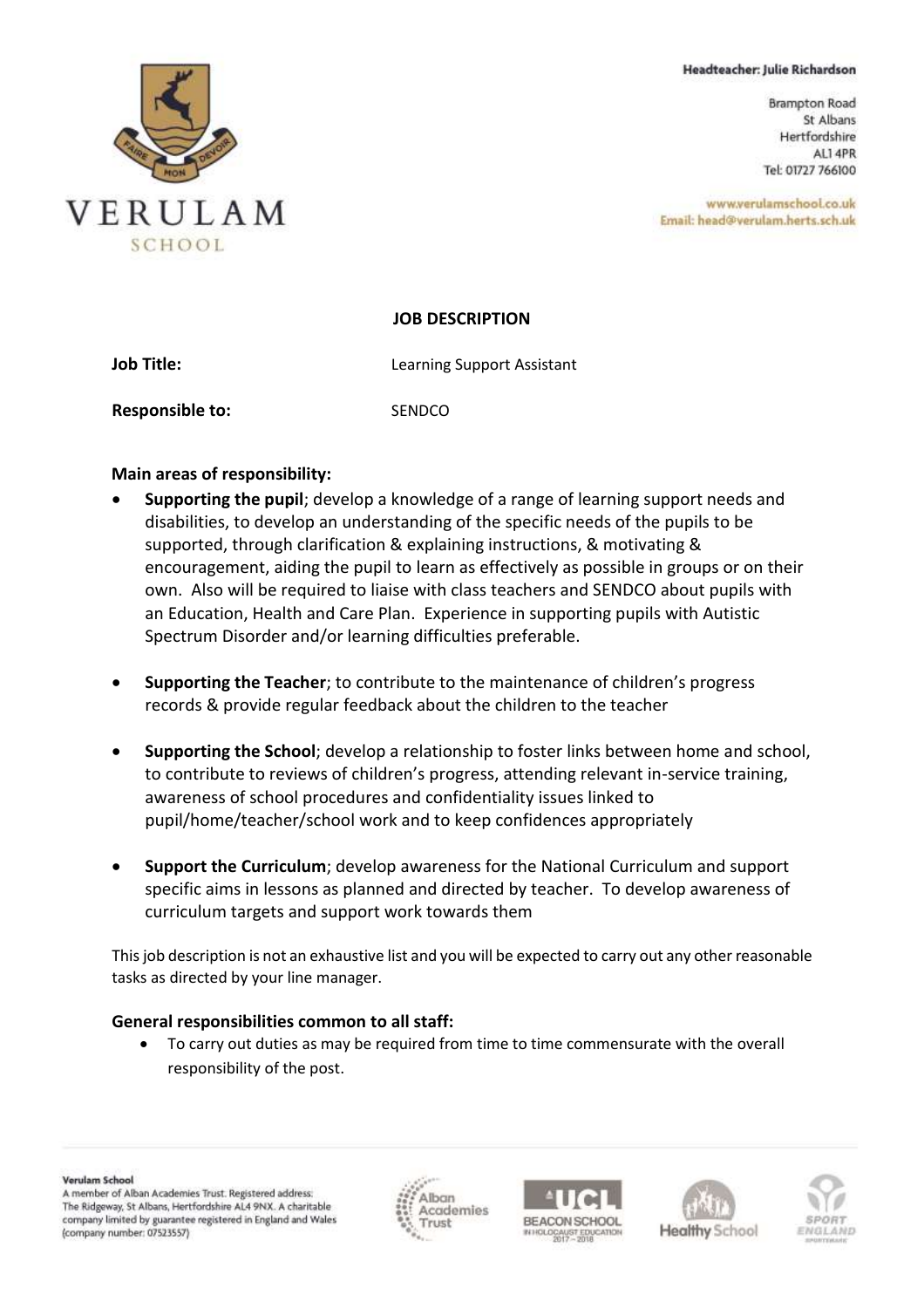Headteacher: Julie Richardson

Brampton Road
St Albans
Hertfordshire
AL1 4PR
Tel: 01727 766100

www.verulamschool.co.uk
Email: head@verulam.herts.sch.uk

## JOB DESCRIPTION

**Job Title:** Learning Support Assistant

**Responsible to:** SENDCO

**Main areas of responsibility:**

- **Supporting the pupil**; develop a knowledge of a range of learning support needs and disabilities, to develop an understanding of the specific needs of the pupils to be supported, through clarification & explaining instructions, & motivating & encouragement, aiding the pupil to learn as effectively as possible in groups or on their own. Also will be required to liaise with class teachers and SENDCO about pupils with an Education, Health and Care Plan. Experience in supporting pupils with Autistic Spectrum Disorder and/or learning difficulties preferable.

- **Supporting the Teacher**; to contribute to the maintenance of children's progress records & provide regular feedback about the children to the teacher

- **Supporting the School**; develop a relationship to foster links between home and school, to contribute to reviews of children's progress, attending relevant in-service training, awareness of school procedures and confidentiality issues linked to pupil/home/teacher/school work and to keep confidences appropriately

- **Support the Curriculum**; develop awareness for the National Curriculum and support specific aims in lessons as planned and directed by teacher. To develop awareness of curriculum targets and support work towards them

This job description is not an exhaustive list and you will be expected to carry out any other reasonable tasks as directed by your line manager.

**General responsibilities common to all staff:**

- To carry out duties as may be required from time to time commensurate with the overall responsibility of the post.

**Verulam School**
A member of Alban Academies Trust. Registered address: The Ridgeway, St Albans, Hertfordshire AL4 9NX. A charitable company limited by guarantee registered in England and Wales (company number: 07523557)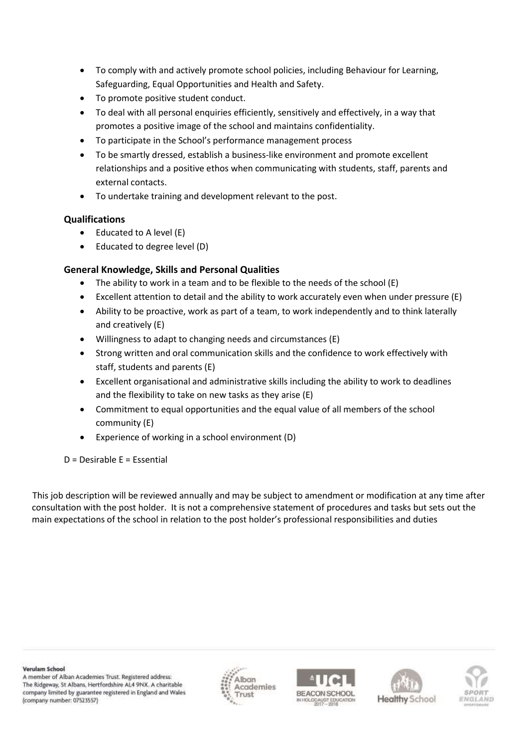- To comply with and actively promote school policies, including Behaviour for Learning, Safeguarding, Equal Opportunities and Health and Safety.
- To promote positive student conduct.
- To deal with all personal enquiries efficiently, sensitively and effectively, in a way that promotes a positive image of the school and maintains confidentiality.
- To participate in the School's performance management process
- To be smartly dressed, establish a business-like environment and promote excellent relationships and a positive ethos when communicating with students, staff, parents and external contacts.
- To undertake training and development relevant to the post.

### Qualifications

- Educated to A level (E)
- Educated to degree level (D)

### General Knowledge, Skills and Personal Qualities

- The ability to work in a team and to be flexible to the needs of the school (E)
- Excellent attention to detail and the ability to work accurately even when under pressure (E)
- Ability to be proactive, work as part of a team, to work independently and to think laterally and creatively (E)
- Willingness to adapt to changing needs and circumstances (E)
- Strong written and oral communication skills and the confidence to work effectively with staff, students and parents (E)
- Excellent organisational and administrative skills including the ability to work to deadlines and the flexibility to take on new tasks as they arise (E)
- Commitment to equal opportunities and the equal value of all members of the school community (E)
- Experience of working in a school environment (D)

D = Desirable E = Essential

This job description will be reviewed annually and may be subject to amendment or modification at any time after consultation with the post holder. It is not a comprehensive statement of procedures and tasks but sets out the main expectations of the school in relation to the post holder's professional responsibilities and duties